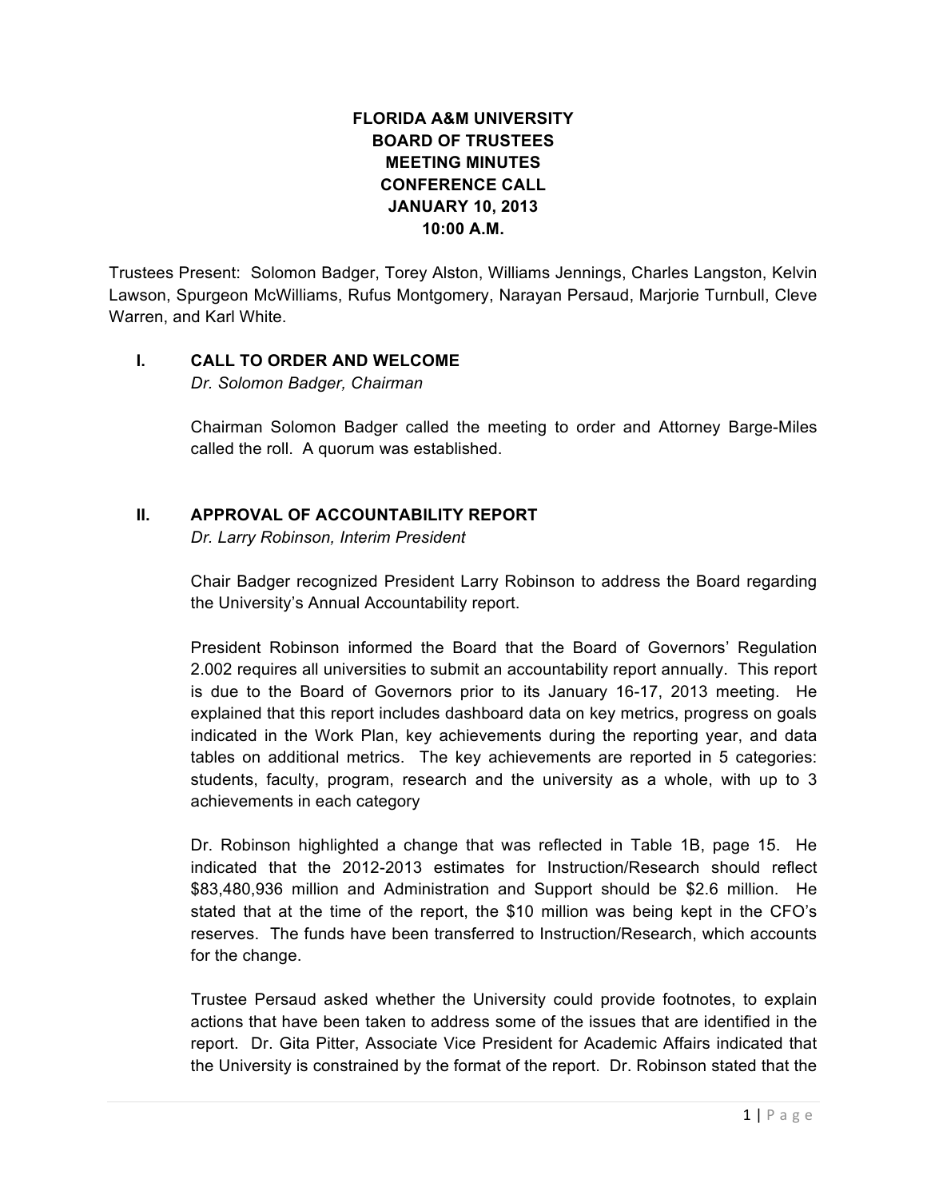**FLORIDA A&M UNIVERSITY**
**BOARD OF TRUSTEES**
**MEETING MINUTES**
**CONFERENCE CALL**
**JANUARY 10, 2013**
**10:00 A.M.**

Trustees Present: Solomon Badger, Torey Alston, Williams Jennings, Charles Langston, Kelvin Lawson, Spurgeon McWilliams, Rufus Montgomery, Narayan Persaud, Marjorie Turnbull, Cleve Warren, and Karl White.

## I. CALL TO ORDER AND WELCOME

*Dr. Solomon Badger, Chairman*

Chairman Solomon Badger called the meeting to order and Attorney Barge-Miles called the roll. A quorum was established.

## II. APPROVAL OF ACCOUNTABILITY REPORT

*Dr. Larry Robinson, Interim President*

Chair Badger recognized President Larry Robinson to address the Board regarding the University's Annual Accountability report.

President Robinson informed the Board that the Board of Governors' Regulation 2.002 requires all universities to submit an accountability report annually. This report is due to the Board of Governors prior to its January 16-17, 2013 meeting. He explained that this report includes dashboard data on key metrics, progress on goals indicated in the Work Plan, key achievements during the reporting year, and data tables on additional metrics. The key achievements are reported in 5 categories: students, faculty, program, research and the university as a whole, with up to 3 achievements in each category

Dr. Robinson highlighted a change that was reflected in Table 1B, page 15. He indicated that the 2012-2013 estimates for Instruction/Research should reflect $83,480,936 million and Administration and Support should be $2.6 million. He stated that at the time of the report, the $10 million was being kept in the CFO's reserves. The funds have been transferred to Instruction/Research, which accounts for the change.

Trustee Persaud asked whether the University could provide footnotes, to explain actions that have been taken to address some of the issues that are identified in the report. Dr. Gita Pitter, Associate Vice President for Academic Affairs indicated that the University is constrained by the format of the report. Dr. Robinson stated that the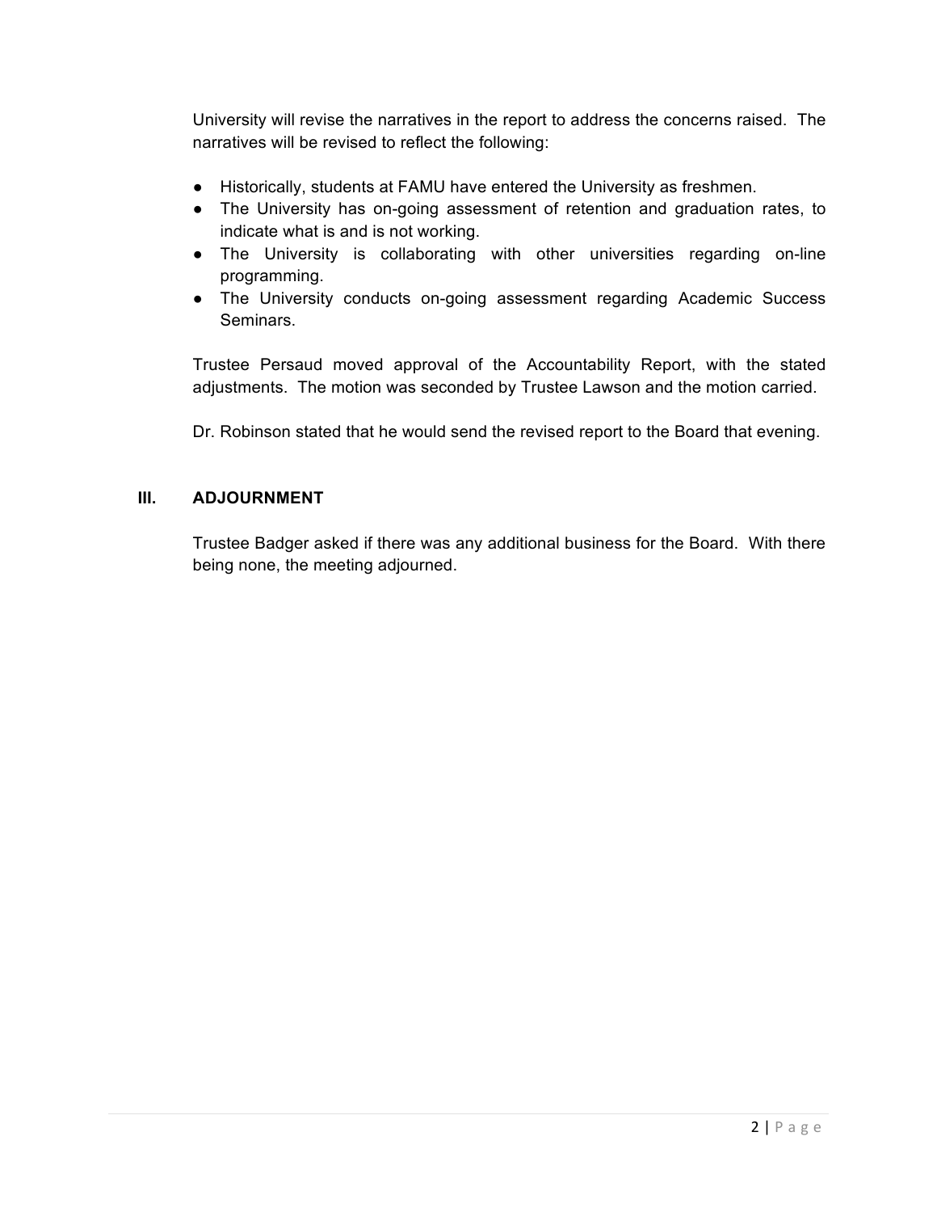University will revise the narratives in the report to address the concerns raised. The narratives will be revised to reflect the following:

- Historically, students at FAMU have entered the University as freshmen.
- The University has on-going assessment of retention and graduation rates, to indicate what is and is not working.
- The University is collaborating with other universities regarding on-line programming.
- The University conducts on-going assessment regarding Academic Success Seminars.

Trustee Persaud moved approval of the Accountability Report, with the stated adjustments. The motion was seconded by Trustee Lawson and the motion carried.

Dr. Robinson stated that he would send the revised report to the Board that evening.

## III. ADJOURNMENT

Trustee Badger asked if there was any additional business for the Board. With there being none, the meeting adjourned.